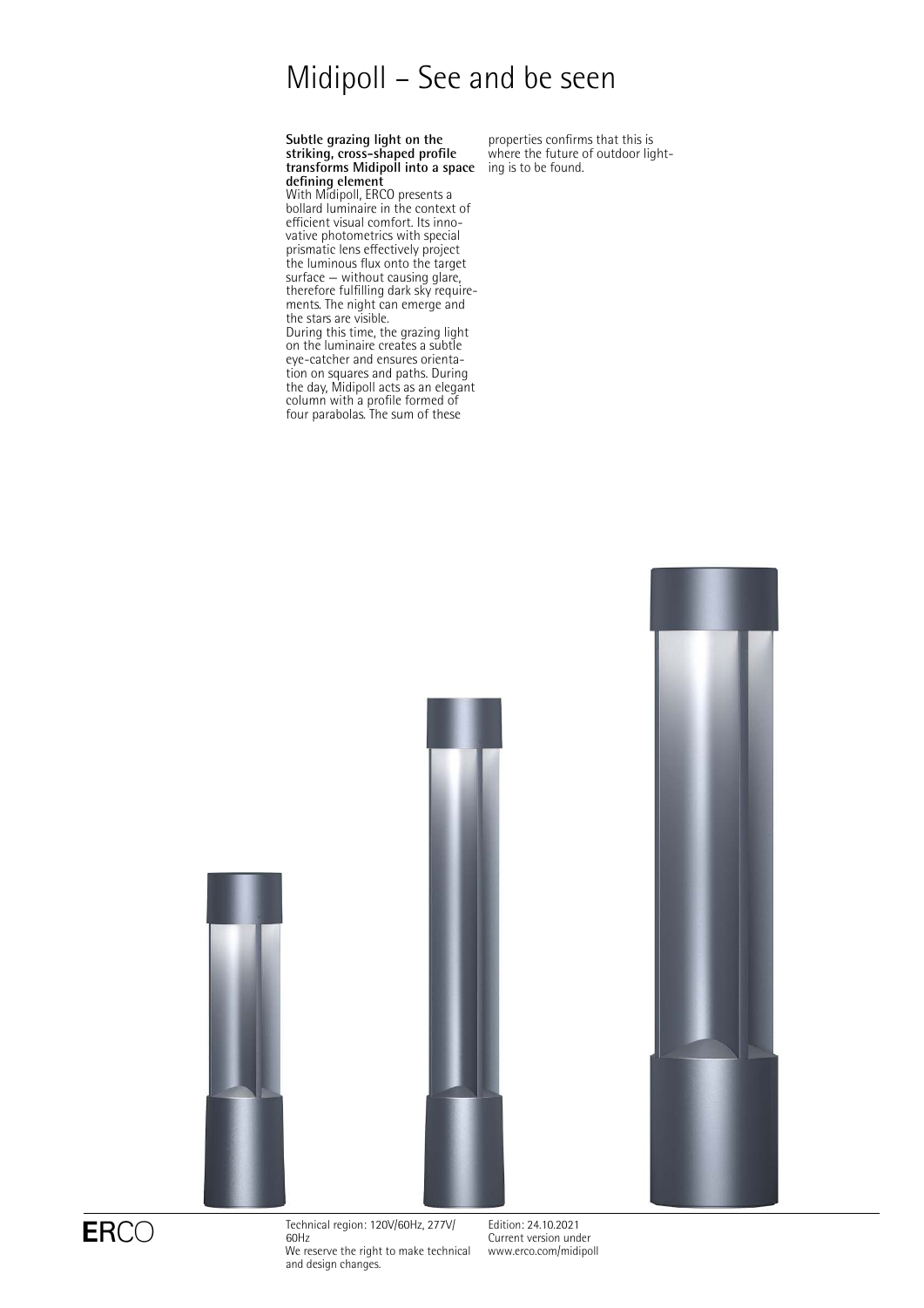# Midipoll – See and be seen

**Subtle grazing light on the striking, cross-shaped profile transforms Midipoll into a space defining element**
With Midipoll, ERCO presents a bollard luminaire in the context of efficient visual comfort. Its innovative photometrics with special prismatic lens effectively project the luminous flux onto the target surface – without causing glare, therefore fulfilling dark sky requirements. The night can emerge and the stars are visible.
During this time, the grazing light on the luminaire creates a subtle eye-catcher and ensures orientation on squares and paths. During the day, Midipoll acts as an elegant column with a profile formed of four parabolas. The sum of these properties confirms that this is where the future of outdoor lighting is to be found.

ERCO

Technical region: 120V/60Hz, 277V/60Hz
We reserve the right to make technical and design changes.

Edition: 24.10.2021
Current version under www.erco.com/midipoll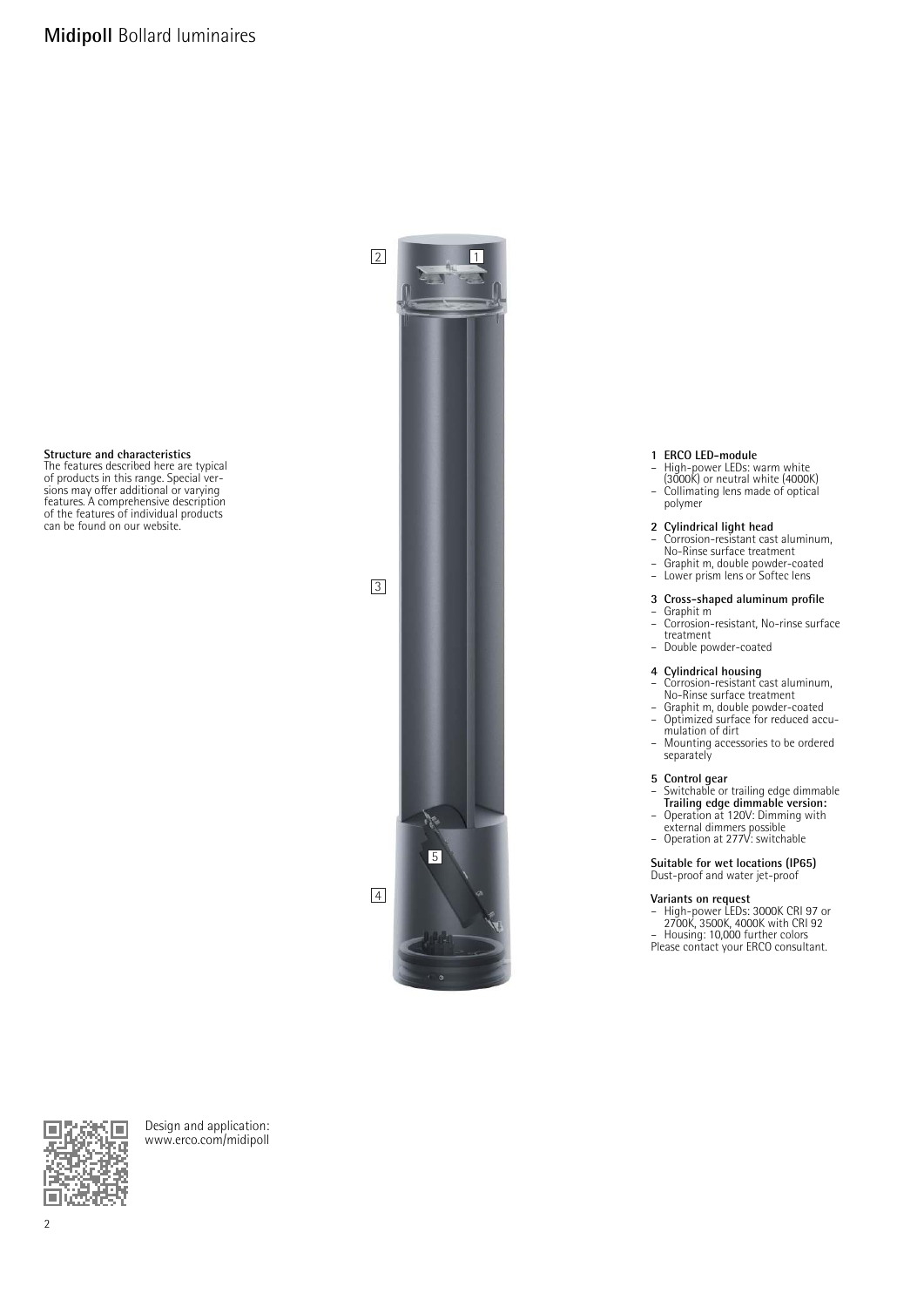# **Midipoll** Bollard luminaires

**Structure and characteristics**
The features described here are typical of products in this range. Special versions may offer additional or varying features. A comprehensive description of the features of individual products can be found on our website.

**1 ERCO LED-module**
- High-power LEDs: warm white (3000K) or neutral white (4000K)
- Collimating lens made of optical polymer

**2 Cylindrical light head**
- Corrosion-resistant cast aluminum, No-Rinse surface treatment
- Graphit m, double powder-coated
- Lower prism lens or Softec lens

**3 Cross-shaped aluminum profile**
- Graphit m
- Corrosion-resistant, No-rinse surface treatment
- Double powder-coated

**4 Cylindrical housing**
- Corrosion-resistant cast aluminum, No-Rinse surface treatment
- Graphit m, double powder-coated
- Optimized surface for reduced accumulation of dirt
- Mounting accessories to be ordered separately

**5 Control gear**
- Switchable or trailing edge dimmable

**Trailing edge dimmable version:**
- Operation at 120V: Dimming with external dimmers possible
- Operation at 277V: switchable

**Suitable for wet locations (IP65)**
Dust-proof and water jet-proof

**Variants on request**
- High-power LEDs: 3000K CRI 97 or 2700K, 3500K, 4000K with CRI 92
- Housing: 10,000 further colors

Please contact your ERCO consultant.

Design and application:
www.erco.com/midipoll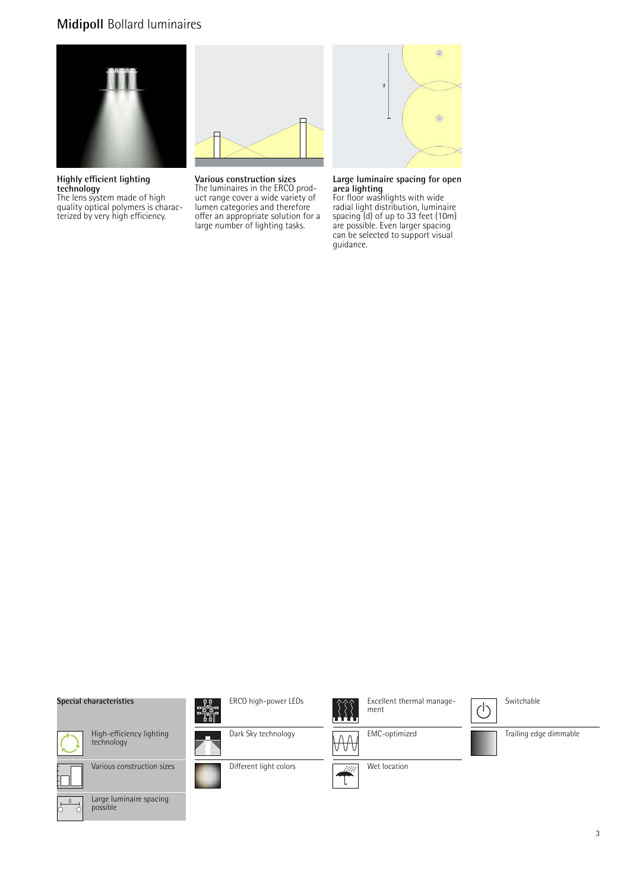# **Midipoll** Bollard luminaires

**Highly efficient lighting technology**
The lens system made of high quality optical polymers is characterized by very high efficiency.

**Various construction sizes**
The luminaires in the ERCO product range cover a wide variety of lumen categories and therefore offer an appropriate solution for a large number of lighting tasks.

**Large luminaire spacing for open area lighting**
For floor washlights with wide radial light distribution, luminaire spacing (d) of up to 33 feet (10m) are possible. Even larger spacing can be selected to support visual guidance.

**Special characteristics**

- High-efficiency lighting technology
- Various construction sizes
- Large luminaire spacing possible
- ERCO high-power LEDs
- Dark Sky technology
- Different light colors
- Excellent thermal management
- EMC-optimized
- Wet location
- Switchable
- Trailing edge dimmable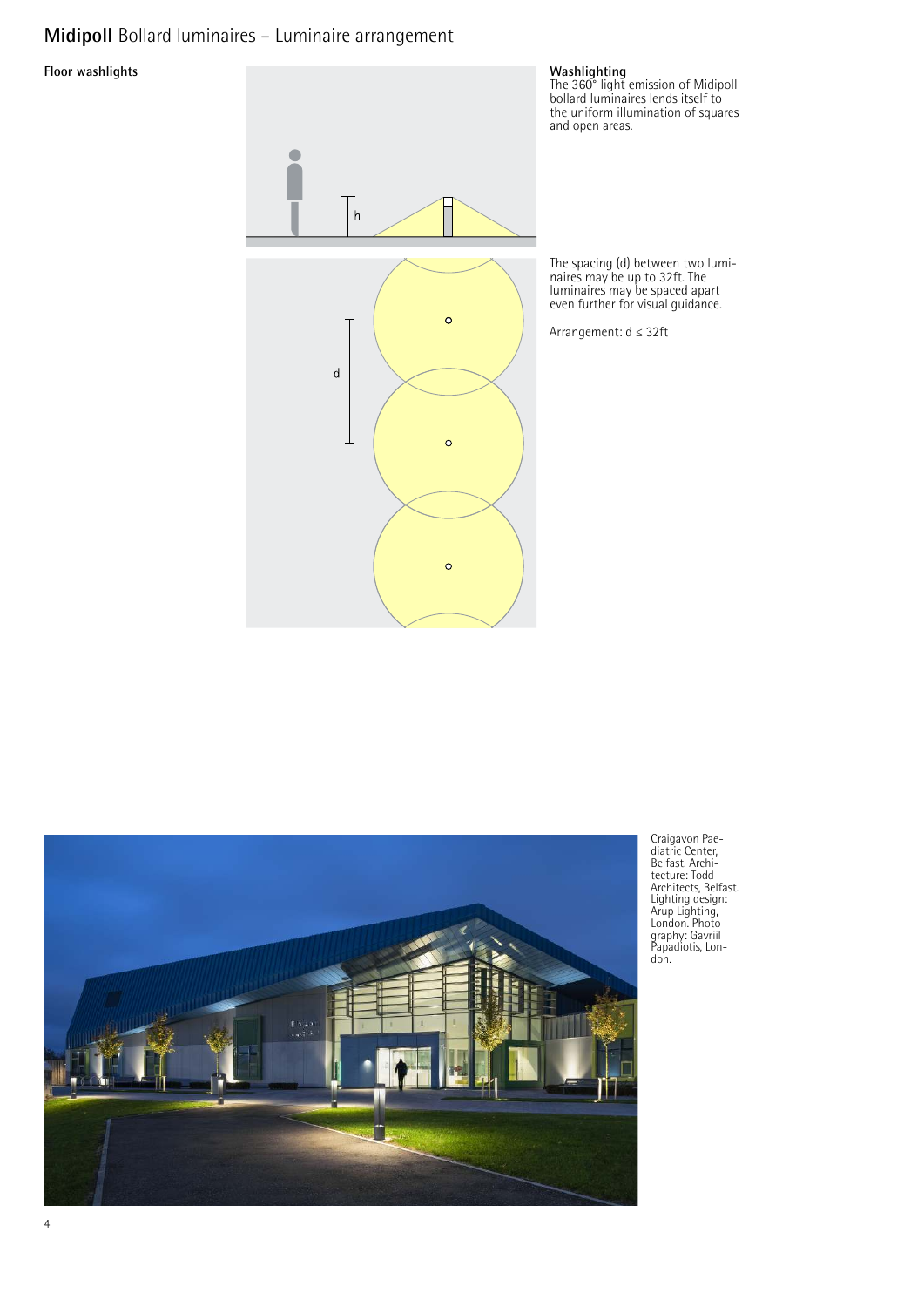# **Midipoll** Bollard luminaires – Luminaire arrangement

**Floor washlights**

**Washlighting**
The 360° light emission of Midipoll bollard luminaires lends itself to the uniform illumination of squares and open areas.

The spacing (d) between two luminaires may be up to 32ft. The luminaires may be spaced apart even further for visual guidance.

Arrangement: d ≤ 32ft

Craigavon Paediatric Center, Belfast. Architecture: Todd Architects, Belfast. Lighting design: Arup Lighting, London. Photography: Gavriil Papadiotis, London.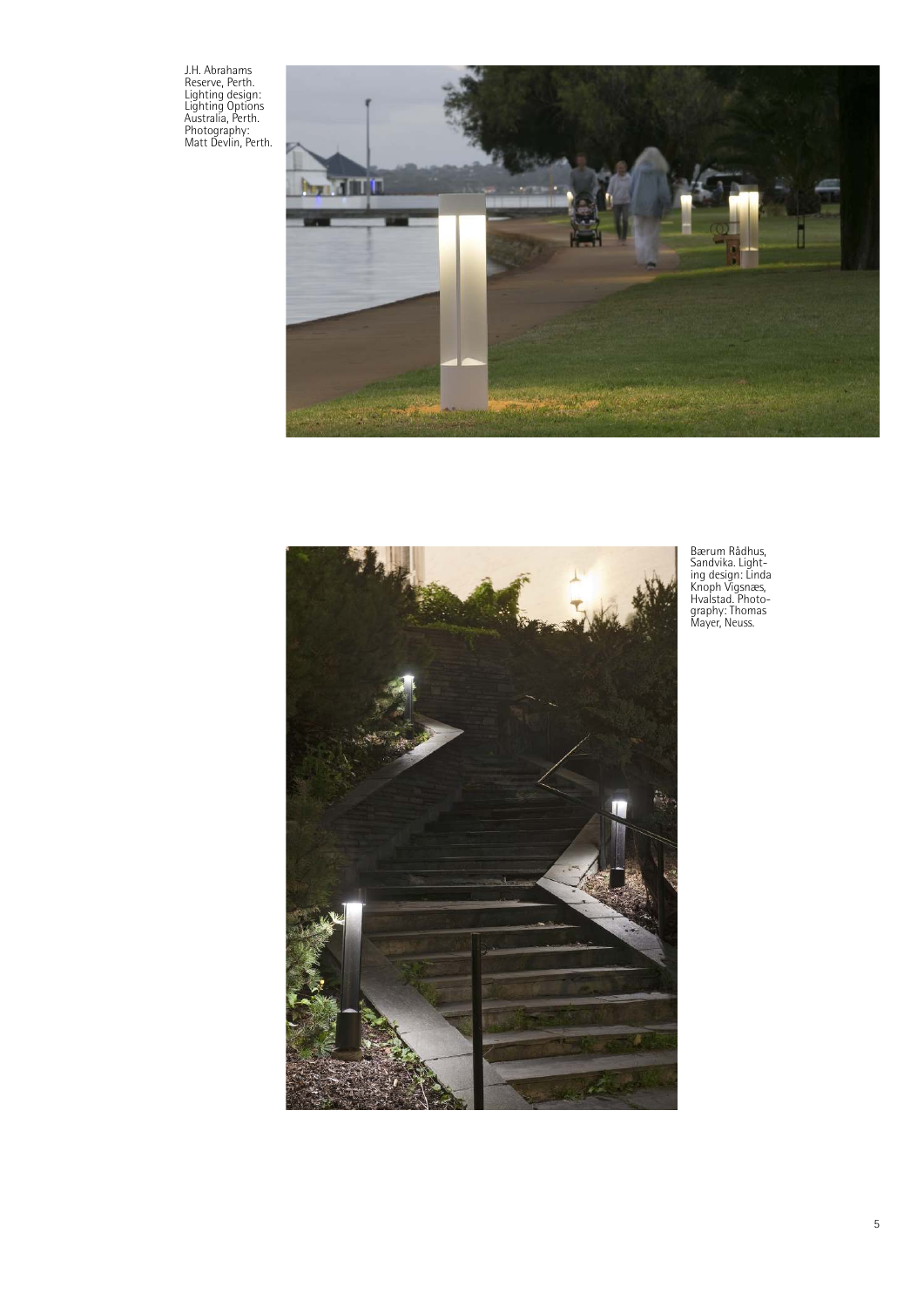J.H. Abrahams Reserve, Perth. Lighting design: Lighting Options Australia, Perth. Photography: Matt Devlin, Perth.

Bærum Rådhus, Sandvika. Lighting design: Linda Knoph Vigsnæs, Hvalstad. Photography: Thomas Mayer, Neuss.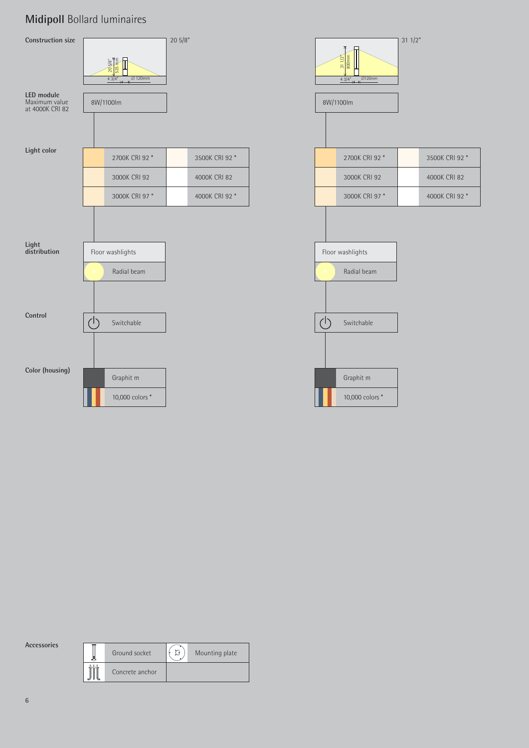# **Midipoll** Bollard luminaires

| | 20 5/8" | 31 1/2" |
|---|---|---|
| **Construction size** | 20 5/8" / 525 mm, 4 3/4" / Ø 120mm | 31 1/2" / 800mm, 4 3/4" / Ø120mm |
| **LED module** Maximum value at 4000K CRI 82 | 8W/1100lm | 8W/1100lm |
| **Light color** | 2700K CRI 92 *<br>3000K CRI 92<br>3000K CRI 97 *<br>3500K CRI 92 *<br>4000K CRI 82<br>4000K CRI 92 * | 2700K CRI 92 *<br>3000K CRI 92<br>3000K CRI 97 *<br>3500K CRI 92 *<br>4000K CRI 82<br>4000K CRI 92 * |
| **Light distribution** | Floor washlights: Radial beam | Floor washlights: Radial beam |
| **Control** | Switchable | Switchable |
| **Color (housing)** | Graphit m<br>10,000 colors * | Graphit m<br>10,000 colors * |

**Accessories**

| | |
|---|---|
| Ground socket | Mounting plate |
| Concrete anchor | |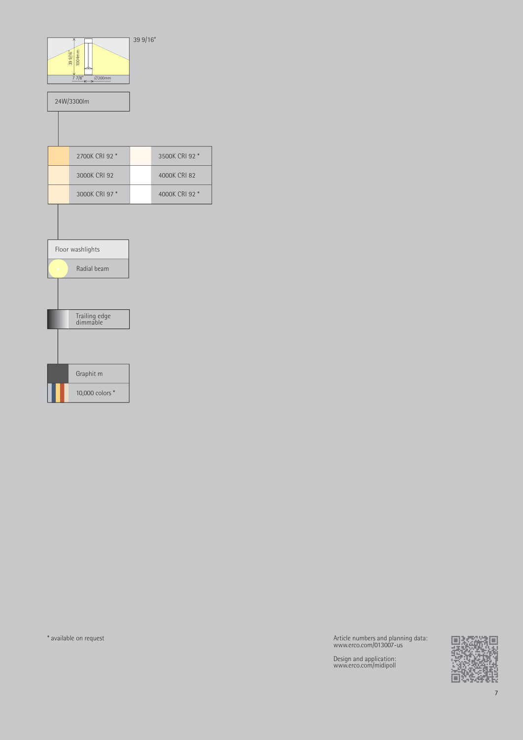39 9/16"

39 9/16" 1004mm 7 7/8" Ø200mm

24W/3300lm

| | |
|---|---|
| 2700K CRI 92 * | 3500K CRI 92 * |
| 3000K CRI 92 | 4000K CRI 82 |
| 3000K CRI 97 * | 4000K CRI 92 * |

Floor washlights

Radial beam

Trailing edge dimmable

Graphit m

10,000 colors *

* available on request

Article numbers and planning data:
www.erco.com/013007-us

Design and application:
www.erco.com/midipoll